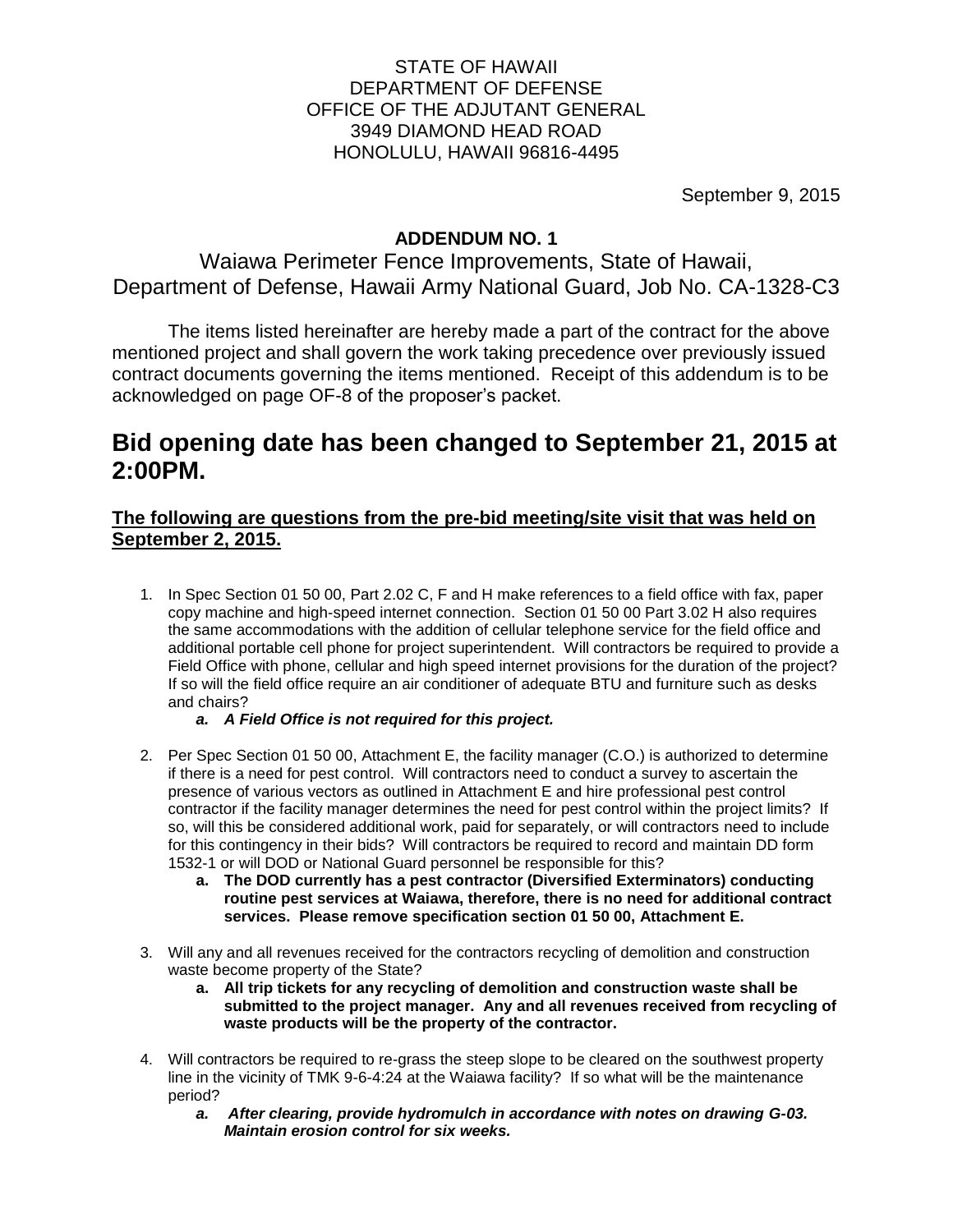STATE OF HAWAII
DEPARTMENT OF DEFENSE
OFFICE OF THE ADJUTANT GENERAL
3949 DIAMOND HEAD ROAD
HONOLULU, HAWAII 96816-4495

September 9, 2015

**ADDENDUM NO. 1**

Waiawa Perimeter Fence Improvements, State of Hawaii, Department of Defense, Hawaii Army National Guard, Job No. CA-1328-C3

The items listed hereinafter are hereby made a part of the contract for the above mentioned project and shall govern the work taking precedence over previously issued contract documents governing the items mentioned. Receipt of this addendum is to be acknowledged on page OF-8 of the proposer's packet.

# Bid opening date has been changed to September 21, 2015 at 2:00PM.

**The following are questions from the pre-bid meeting/site visit that was held on September 2, 2015.**

1. In Spec Section 01 50 00, Part 2.02 C, F and H make references to a field office with fax, paper copy machine and high-speed internet connection. Section 01 50 00 Part 3.02 H also requires the same accommodations with the addition of cellular telephone service for the field office and additional portable cell phone for project superintendent. Will contractors be required to provide a Field Office with phone, cellular and high speed internet provisions for the duration of the project? If so will the field office require an air conditioner of adequate BTU and furniture such as desks and chairs?
    a. ***A Field Office is not required for this project.***

2. Per Spec Section 01 50 00, Attachment E, the facility manager (C.O.) is authorized to determine if there is a need for pest control. Will contractors need to conduct a survey to ascertain the presence of various vectors as outlined in Attachment E and hire professional pest control contractor if the facility manager determines the need for pest control within the project limits? If so, will this be considered additional work, paid for separately, or will contractors need to include for this contingency in their bids? Will contractors be required to record and maintain DD form 1532-1 or will DOD or National Guard personnel be responsible for this?
    a. **The DOD currently has a pest contractor (Diversified Exterminators) conducting routine pest services at Waiawa, therefore, there is no need for additional contract services. Please remove specification section 01 50 00, Attachment E.**

3. Will any and all revenues received for the contractors recycling of demolition and construction waste become property of the State?
    a. **All trip tickets for any recycling of demolition and construction waste shall be submitted to the project manager. Any and all revenues received from recycling of waste products will be the property of the contractor.**

4. Will contractors be required to re-grass the steep slope to be cleared on the southwest property line in the vicinity of TMK 9-6-4:24 at the Waiawa facility? If so what will be the maintenance period?
    a. ***After clearing, provide hydromulch in accordance with notes on drawing G-03. Maintain erosion control for six weeks.***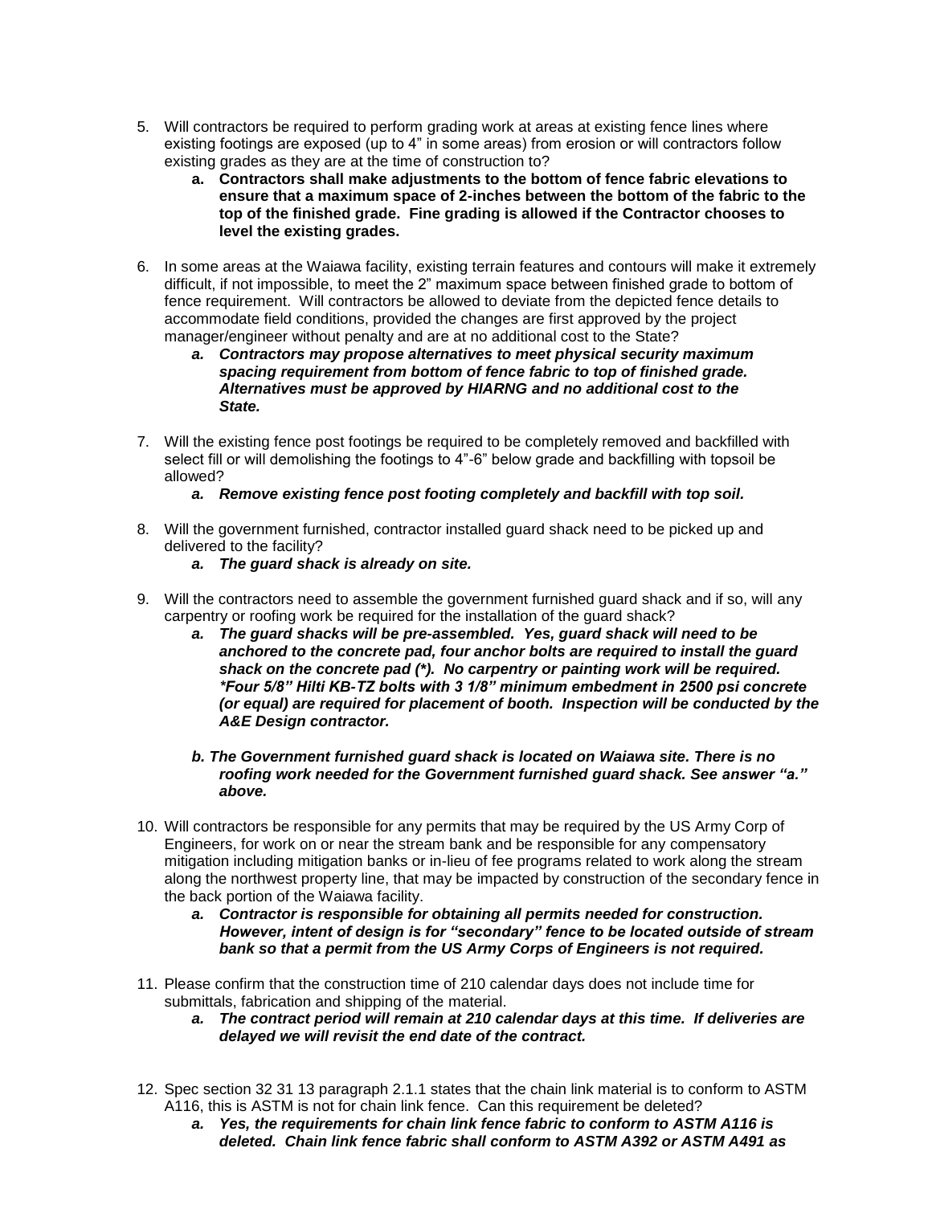5. Will contractors be required to perform grading work at areas at existing fence lines where existing footings are exposed (up to 4" in some areas) from erosion or will contractors follow existing grades as they are at the time of construction to?
   a. **Contractors shall make adjustments to the bottom of fence fabric elevations to ensure that a maximum space of 2-inches between the bottom of the fabric to the top of the finished grade. Fine grading is allowed if the Contractor chooses to level the existing grades.**

6. In some areas at the Waiawa facility, existing terrain features and contours will make it extremely difficult, if not impossible, to meet the 2" maximum space between finished grade to bottom of fence requirement. Will contractors be allowed to deviate from the depicted fence details to accommodate field conditions, provided the changes are first approved by the project manager/engineer without penalty and are at no additional cost to the State?
   a. ***Contractors may propose alternatives to meet physical security maximum spacing requirement from bottom of fence fabric to top of finished grade. Alternatives must be approved by HIARNG and no additional cost to the State.***

7. Will the existing fence post footings be required to be completely removed and backfilled with select fill or will demolishing the footings to 4"-6" below grade and backfilling with topsoil be allowed?
   a. ***Remove existing fence post footing completely and backfill with top soil.***

8. Will the government furnished, contractor installed guard shack need to be picked up and delivered to the facility?
   a. ***The guard shack is already on site.***

9. Will the contractors need to assemble the government furnished guard shack and if so, will any carpentry or roofing work be required for the installation of the guard shack?
   a. ***The guard shacks will be pre-assembled. Yes, guard shack will need to be anchored to the concrete pad, four anchor bolts are required to install the guard shack on the concrete pad (*). No carpentry or painting work will be required. *Four 5/8" Hilti KB-TZ bolts with 3 1/8" minimum embedment in 2500 psi concrete (or equal) are required for placement of booth. Inspection will be conducted by the A&E Design contractor.***

   b. ***The Government furnished guard shack is located on Waiawa site. There is no roofing work needed for the Government furnished guard shack. See answer "a." above.***

10. Will contractors be responsible for any permits that may be required by the US Army Corp of Engineers, for work on or near the stream bank and be responsible for any compensatory mitigation including mitigation banks or in-lieu of fee programs related to work along the stream along the northwest property line, that may be impacted by construction of the secondary fence in the back portion of the Waiawa facility.
    a. ***Contractor is responsible for obtaining all permits needed for construction. However, intent of design is for "secondary" fence to be located outside of stream bank so that a permit from the US Army Corps of Engineers is not required.***

11. Please confirm that the construction time of 210 calendar days does not include time for submittals, fabrication and shipping of the material.
    a. ***The contract period will remain at 210 calendar days at this time. If deliveries are delayed we will revisit the end date of the contract.***

12. Spec section 32 31 13 paragraph 2.1.1 states that the chain link material is to conform to ASTM A116, this is ASTM is not for chain link fence. Can this requirement be deleted?
    a. ***Yes, the requirements for chain link fence fabric to conform to ASTM A116 is deleted. Chain link fence fabric shall conform to ASTM A392 or ASTM A491 as***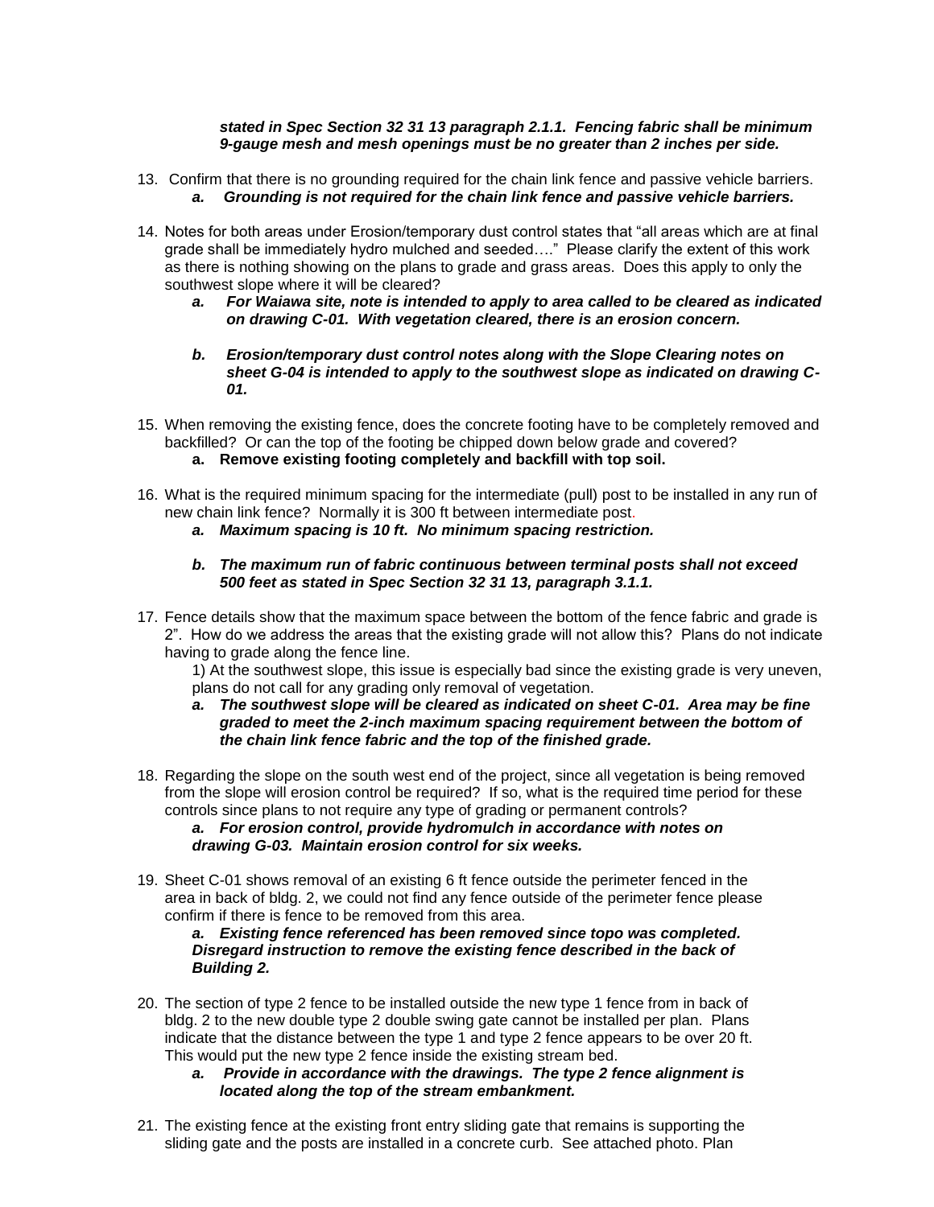*__stated in Spec Section 32 31 13 paragraph 2.1.1. Fencing fabric shall be minimum 9-gauge mesh and mesh openings must be no greater than 2 inches per side.__*

13. Confirm that there is no grounding required for the chain link fence and passive vehicle barriers.
    a. *__Grounding is not required for the chain link fence and passive vehicle barriers.__*

14. Notes for both areas under Erosion/temporary dust control states that "all areas which are at final grade shall be immediately hydro mulched and seeded…." Please clarify the extent of this work as there is nothing showing on the plans to grade and grass areas. Does this apply to only the southwest slope where it will be cleared?
    a. *__For Waiawa site, note is intended to apply to area called to be cleared as indicated on drawing C-01. With vegetation cleared, there is an erosion concern.__*

    b. *__Erosion/temporary dust control notes along with the Slope Clearing notes on sheet G-04 is intended to apply to the southwest slope as indicated on drawing C-01.__*

15. When removing the existing fence, does the concrete footing have to be completely removed and backfilled? Or can the top of the footing be chipped down below grade and covered?
    a. **Remove existing footing completely and backfill with top soil.**

16. What is the required minimum spacing for the intermediate (pull) post to be installed in any run of new chain link fence? Normally it is 300 ft between intermediate post.
    a. *__Maximum spacing is 10 ft. No minimum spacing restriction.__*

    b. *__The maximum run of fabric continuous between terminal posts shall not exceed 500 feet as stated in Spec Section 32 31 13, paragraph 3.1.1.__*

17. Fence details show that the maximum space between the bottom of the fence fabric and grade is 2". How do we address the areas that the existing grade will not allow this? Plans do not indicate having to grade along the fence line.

    1) At the southwest slope, this issue is especially bad since the existing grade is very uneven, plans do not call for any grading only removal of vegetation.

    a. *__The southwest slope will be cleared as indicated on sheet C-01. Area may be fine graded to meet the 2-inch maximum spacing requirement between the bottom of the chain link fence fabric and the top of the finished grade.__*

18. Regarding the slope on the south west end of the project, since all vegetation is being removed from the slope will erosion control be required? If so, what is the required time period for these controls since plans to not require any type of grading or permanent controls?

    *__a. For erosion control, provide hydromulch in accordance with notes on drawing G-03. Maintain erosion control for six weeks.__*

19. Sheet C-01 shows removal of an existing 6 ft fence outside the perimeter fenced in the area in back of bldg. 2, we could not find any fence outside of the perimeter fence please confirm if there is fence to be removed from this area.

    *__a. Existing fence referenced has been removed since topo was completed. Disregard instruction to remove the existing fence described in the back of Building 2.__*

20. The section of type 2 fence to be installed outside the new type 1 fence from in back of bldg. 2 to the new double type 2 double swing gate cannot be installed per plan. Plans indicate that the distance between the type 1 and type 2 fence appears to be over 20 ft. This would put the new type 2 fence inside the existing stream bed.
    a. *__Provide in accordance with the drawings. The type 2 fence alignment is located along the top of the stream embankment.__*

21. The existing fence at the existing front entry sliding gate that remains is supporting the sliding gate and the posts are installed in a concrete curb. See attached photo. Plan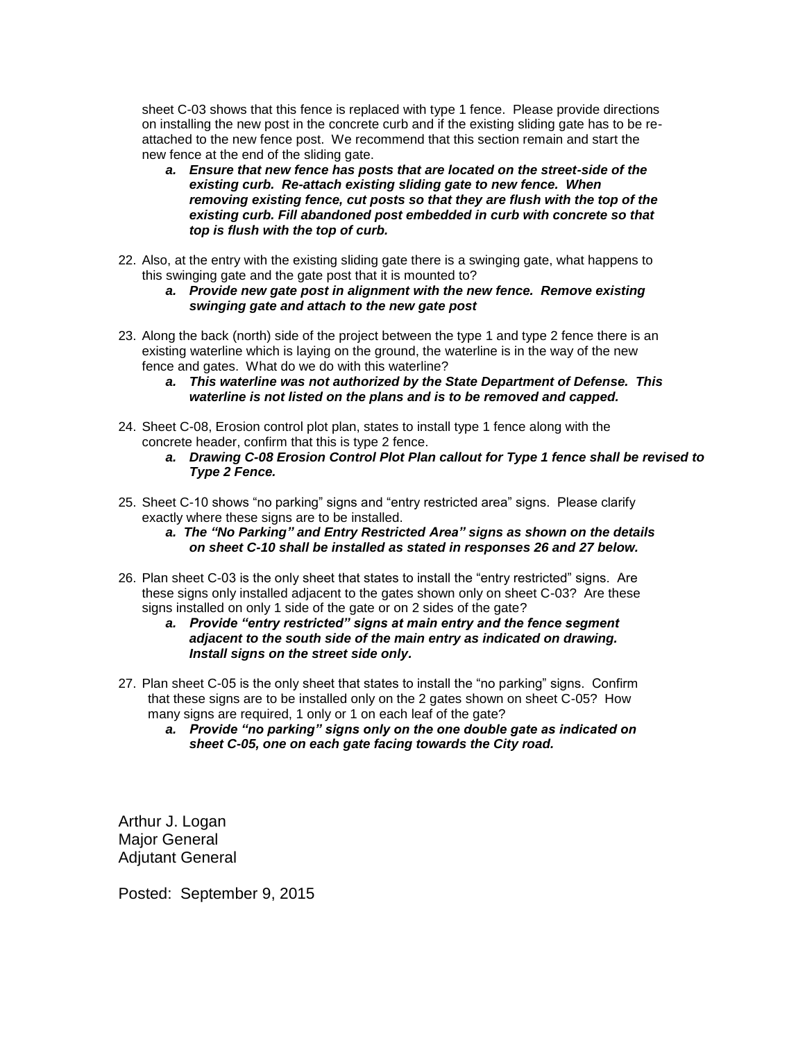sheet C-03 shows that this fence is replaced with type 1 fence. Please provide directions on installing the new post in the concrete curb and if the existing sliding gate has to be re-attached to the new fence post. We recommend that this section remain and start the new fence at the end of the sliding gate.

   a. ***Ensure that new fence has posts that are located on the street-side of the existing curb. Re-attach existing sliding gate to new fence. When removing existing fence, cut posts so that they are flush with the top of the existing curb. Fill abandoned post embedded in curb with concrete so that top is flush with the top of curb.***

22. Also, at the entry with the existing sliding gate there is a swinging gate, what happens to this swinging gate and the gate post that it is mounted to?
    a. ***Provide new gate post in alignment with the new fence. Remove existing swinging gate and attach to the new gate post***

23. Along the back (north) side of the project between the type 1 and type 2 fence there is an existing waterline which is laying on the ground, the waterline is in the way of the new fence and gates. What do we do with this waterline?
    a. ***This waterline was not authorized by the State Department of Defense. This waterline is not listed on the plans and is to be removed and capped.***

24. Sheet C-08, Erosion control plot plan, states to install type 1 fence along with the concrete header, confirm that this is type 2 fence.
    a. ***Drawing C-08 Erosion Control Plot Plan callout for Type 1 fence shall be revised to Type 2 Fence.***

25. Sheet C-10 shows "no parking" signs and "entry restricted area" signs. Please clarify exactly where these signs are to be installed.
    a. ***The "No Parking" and Entry Restricted Area" signs as shown on the details on sheet C-10 shall be installed as stated in responses 26 and 27 below.***

26. Plan sheet C-03 is the only sheet that states to install the "entry restricted" signs. Are these signs only installed adjacent to the gates shown only on sheet C-03? Are these signs installed on only 1 side of the gate or on 2 sides of the gate?
    a. ***Provide "entry restricted" signs at main entry and the fence segment adjacent to the south side of the main entry as indicated on drawing. Install signs on the street side only.***

27. Plan sheet C-05 is the only sheet that states to install the "no parking" signs. Confirm that these signs are to be installed only on the 2 gates shown on sheet C-05? How many signs are required, 1 only or 1 on each leaf of the gate?
    a. ***Provide "no parking" signs only on the one double gate as indicated on sheet C-05, one on each gate facing towards the City road.***

Arthur J. Logan
Major General
Adjutant General

Posted: September 9, 2015